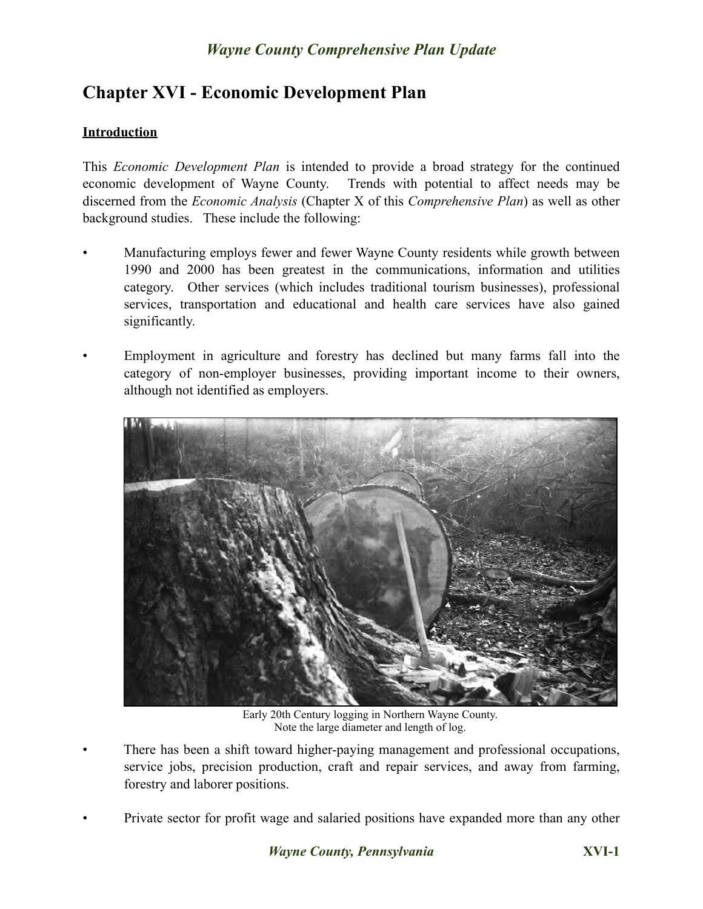# Chapter XVI - Economic Development Plan

## Introduction

This *Economic Development Plan* is intended to provide a broad strategy for the continued economic development of Wayne County. Trends with potential to affect needs may be discerned from the *Economic Analysis* (Chapter X of this *Comprehensive Plan*) as well as other background studies. These include the following:

- Manufacturing employs fewer and fewer Wayne County residents while growth between 1990 and 2000 has been greatest in the communications, information and utilities category. Other services (which includes traditional tourism businesses), professional services, transportation and educational and health care services have also gained significantly.

- Employment in agriculture and forestry has declined but many farms fall into the category of non-employer businesses, providing important income to their owners, although not identified as employers.

Early 20th Century logging in Northern Wayne County.
Note the large diameter and length of log.

- There has been a shift toward higher-paying management and professional occupations, service jobs, precision production, craft and repair services, and away from farming, forestry and laborer positions.

- Private sector for profit wage and salaried positions have expanded more than any other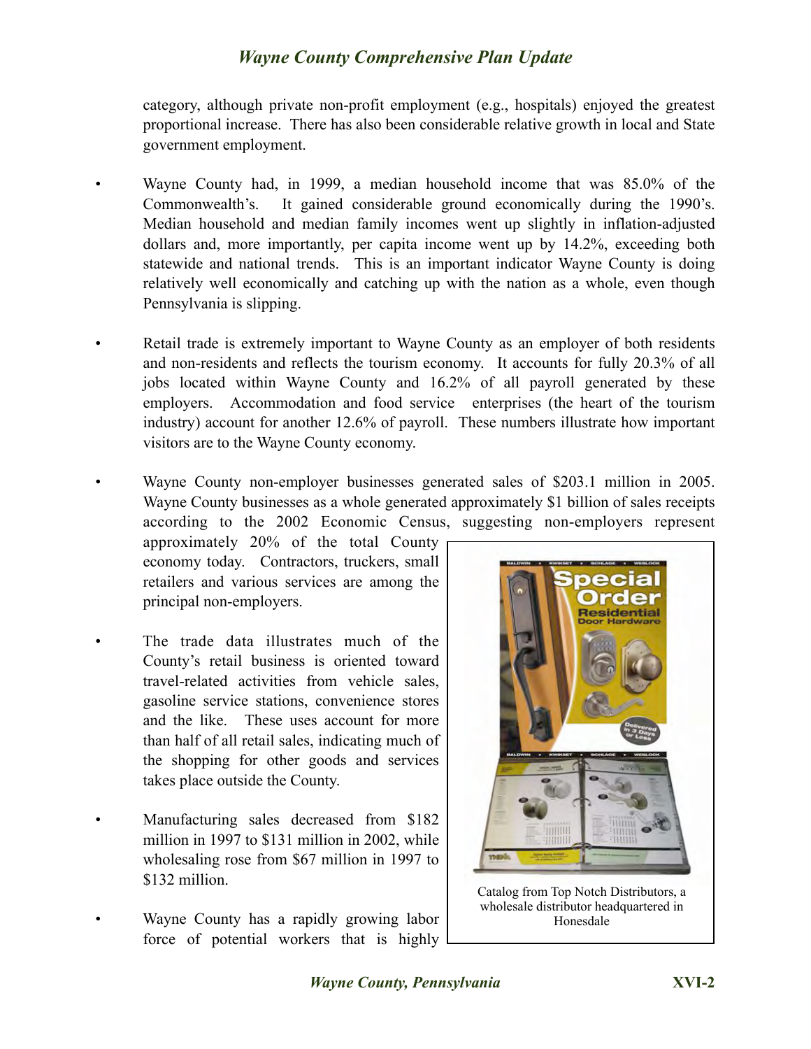category, although private non-profit employment (e.g., hospitals) enjoyed the greatest proportional increase. There has also been considerable relative growth in local and State government employment.

- Wayne County had, in 1999, a median household income that was 85.0% of the Commonwealth's. It gained considerable ground economically during the 1990's. Median household and median family incomes went up slightly in inflation-adjusted dollars and, more importantly, per capita income went up by 14.2%, exceeding both statewide and national trends. This is an important indicator Wayne County is doing relatively well economically and catching up with the nation as a whole, even though Pennsylvania is slipping.

- Retail trade is extremely important to Wayne County as an employer of both residents and non-residents and reflects the tourism economy. It accounts for fully 20.3% of all jobs located within Wayne County and 16.2% of all payroll generated by these employers. Accommodation and food service enterprises (the heart of the tourism industry) account for another 12.6% of payroll. These numbers illustrate how important visitors are to the Wayne County economy.

- Wayne County non-employer businesses generated sales of $203.1 million in 2005. Wayne County businesses as a whole generated approximately $1 billion of sales receipts according to the 2002 Economic Census, suggesting non-employers represent approximately 20% of the total County economy today. Contractors, truckers, small retailers and various services are among the principal non-employers.

- The trade data illustrates much of the County's retail business is oriented toward travel-related activities from vehicle sales, gasoline service stations, convenience stores and the like. These uses account for more than half of all retail sales, indicating much of the shopping for other goods and services takes place outside the County.

- Manufacturing sales decreased from $182 million in 1997 to $131 million in 2002, while wholesaling rose from $67 million in 1997 to $132 million.

- Wayne County has a rapidly growing labor force of potential workers that is highly

Catalog from Top Notch Distributors, a wholesale distributor headquartered in Honesdale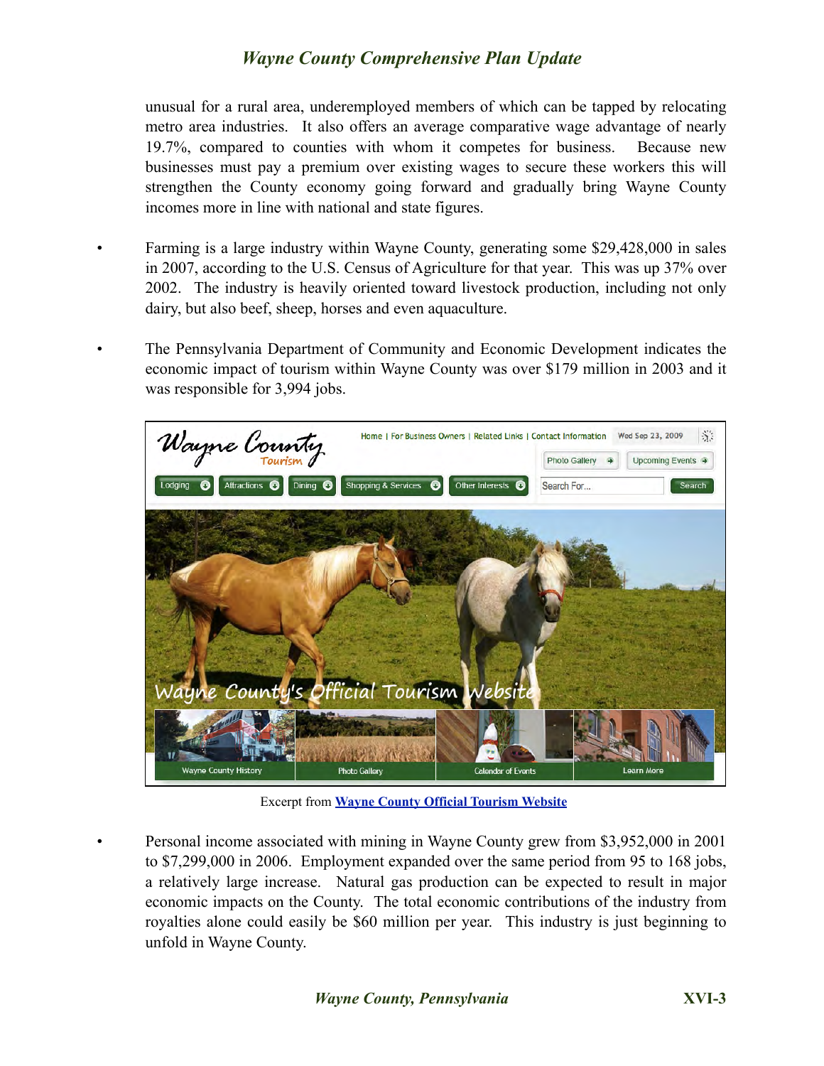unusual for a rural area, underemployed members of which can be tapped by relocating metro area industries. It also offers an average comparative wage advantage of nearly 19.7%, compared to counties with whom it competes for business. Because new businesses must pay a premium over existing wages to secure these workers this will strengthen the County economy going forward and gradually bring Wayne County incomes more in line with national and state figures.

- Farming is a large industry within Wayne County, generating some $29,428,000 in sales in 2007, according to the U.S. Census of Agriculture for that year. This was up 37% over 2002. The industry is heavily oriented toward livestock production, including not only dairy, but also beef, sheep, horses and even aquaculture.

- The Pennsylvania Department of Community and Economic Development indicates the economic impact of tourism within Wayne County was over $179 million in 2003 and it was responsible for 3,994 jobs.

Excerpt from **[Wayne County Official Tourism Website]()**

- Personal income associated with mining in Wayne County grew from $3,952,000 in 2001 to $7,299,000 in 2006. Employment expanded over the same period from 95 to 168 jobs, a relatively large increase. Natural gas production can be expected to result in major economic impacts on the County. The total economic contributions of the industry from royalties alone could easily be $60 million per year. This industry is just beginning to unfold in Wayne County.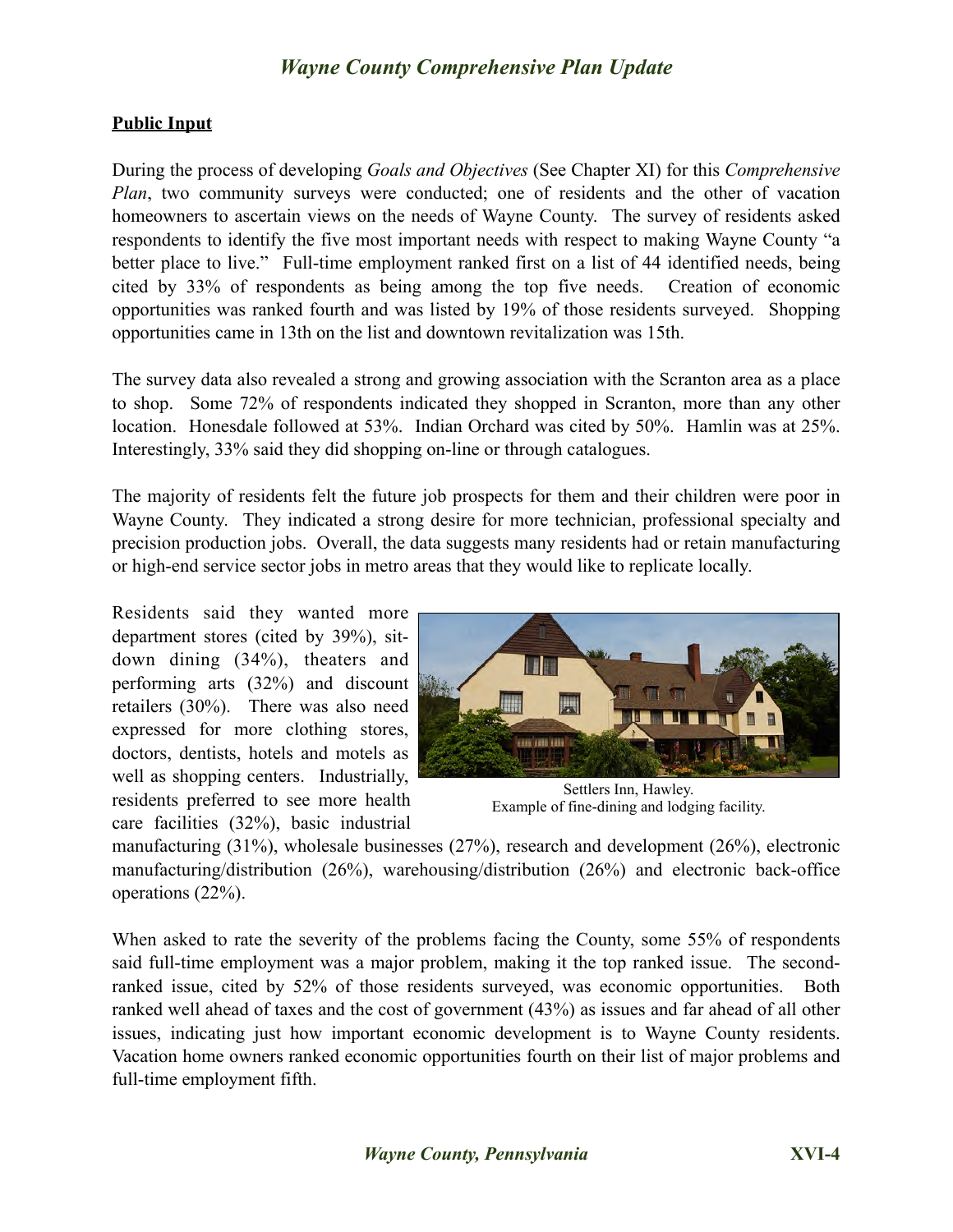## **Public Input**

During the process of developing *Goals and Objectives* (See Chapter XI) for this *Comprehensive Plan*, two community surveys were conducted; one of residents and the other of vacation homeowners to ascertain views on the needs of Wayne County. The survey of residents asked respondents to identify the five most important needs with respect to making Wayne County "a better place to live." Full-time employment ranked first on a list of 44 identified needs, being cited by 33% of respondents as being among the top five needs. Creation of economic opportunities was ranked fourth and was listed by 19% of those residents surveyed. Shopping opportunities came in 13th on the list and downtown revitalization was 15th.

The survey data also revealed a strong and growing association with the Scranton area as a place to shop. Some 72% of respondents indicated they shopped in Scranton, more than any other location. Honesdale followed at 53%. Indian Orchard was cited by 50%. Hamlin was at 25%. Interestingly, 33% said they did shopping on-line or through catalogues.

The majority of residents felt the future job prospects for them and their children were poor in Wayne County. They indicated a strong desire for more technician, professional specialty and precision production jobs. Overall, the data suggests many residents had or retain manufacturing or high-end service sector jobs in metro areas that they would like to replicate locally.

Residents said they wanted more department stores (cited by 39%), sit-down dining (34%), theaters and performing arts (32%) and discount retailers (30%). There was also need expressed for more clothing stores, doctors, dentists, hotels and motels as well as shopping centers. Industrially, residents preferred to see more health care facilities (32%), basic industrial manufacturing (31%), wholesale businesses (27%), research and development (26%), electronic manufacturing/distribution (26%), warehousing/distribution (26%) and electronic back-office operations (22%).

Settlers Inn, Hawley.
Example of fine-dining and lodging facility.

When asked to rate the severity of the problems facing the County, some 55% of respondents said full-time employment was a major problem, making it the top ranked issue. The second-ranked issue, cited by 52% of those residents surveyed, was economic opportunities. Both ranked well ahead of taxes and the cost of government (43%) as issues and far ahead of all other issues, indicating just how important economic development is to Wayne County residents. Vacation home owners ranked economic opportunities fourth on their list of major problems and full-time employment fifth.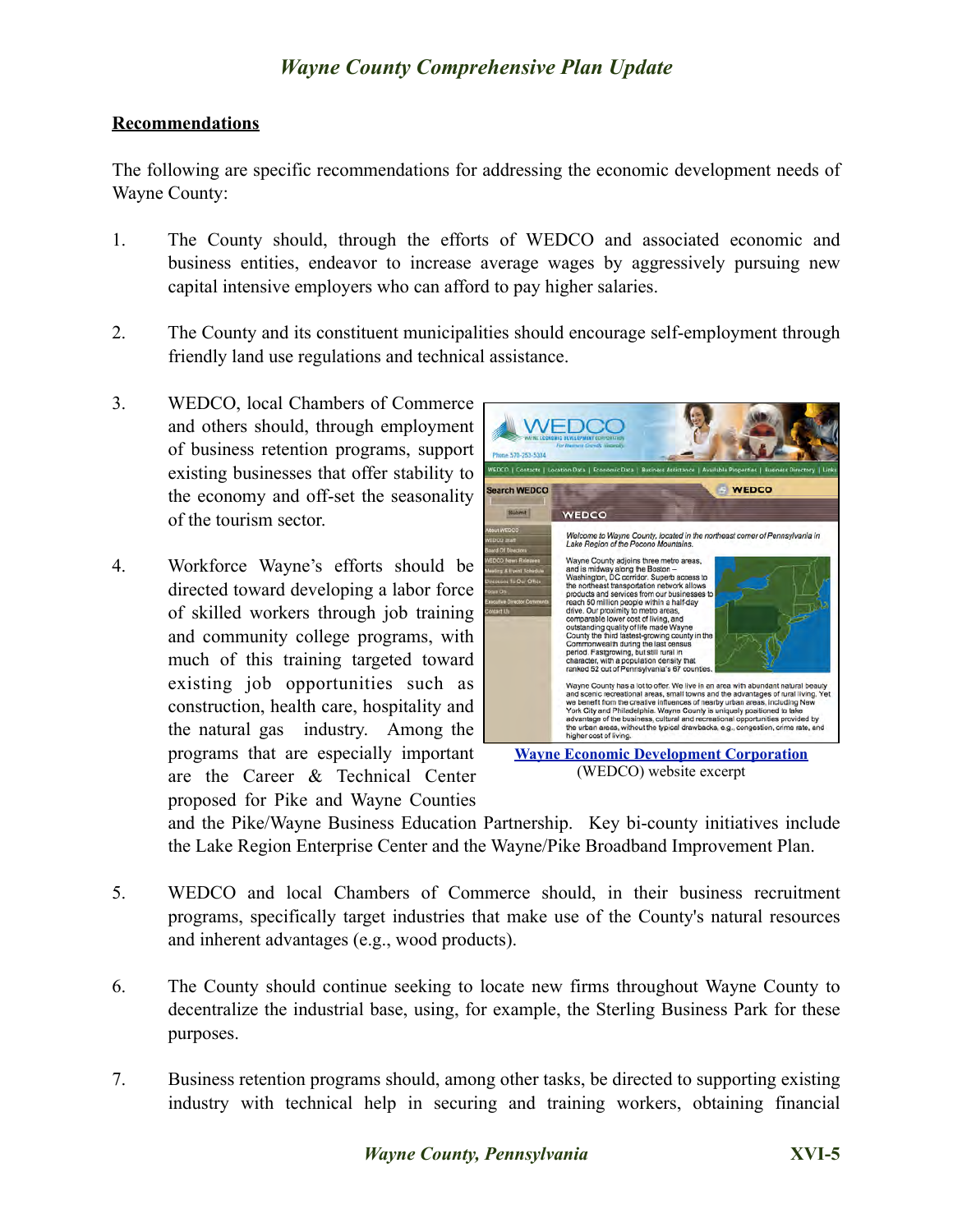## Recommendations

The following are specific recommendations for addressing the economic development needs of Wayne County:

1. The County should, through the efforts of WEDCO and associated economic and business entities, endeavor to increase average wages by aggressively pursuing new capital intensive employers who can afford to pay higher salaries.

2. The County and its constituent municipalities should encourage self-employment through friendly land use regulations and technical assistance.

3. WEDCO, local Chambers of Commerce and others should, through employment of business retention programs, support existing businesses that offer stability to the economy and off-set the seasonality of the tourism sector.

4. Workforce Wayne's efforts should be directed toward developing a labor force of skilled workers through job training and community college programs, with much of this training targeted toward existing job opportunities such as construction, health care, hospitality and the natural gas industry. Among the programs that are especially important are the Career & Technical Center proposed for Pike and Wayne Counties and the Pike/Wayne Business Education Partnership. Key bi-county initiatives include the Lake Region Enterprise Center and the Wayne/Pike Broadband Improvement Plan.

**Wayne Economic Development Corporation** (WEDCO) website excerpt

5. WEDCO and local Chambers of Commerce should, in their business recruitment programs, specifically target industries that make use of the County's natural resources and inherent advantages (e.g., wood products).

6. The County should continue seeking to locate new firms throughout Wayne County to decentralize the industrial base, using, for example, the Sterling Business Park for these purposes.

7. Business retention programs should, among other tasks, be directed to supporting existing industry with technical help in securing and training workers, obtaining financial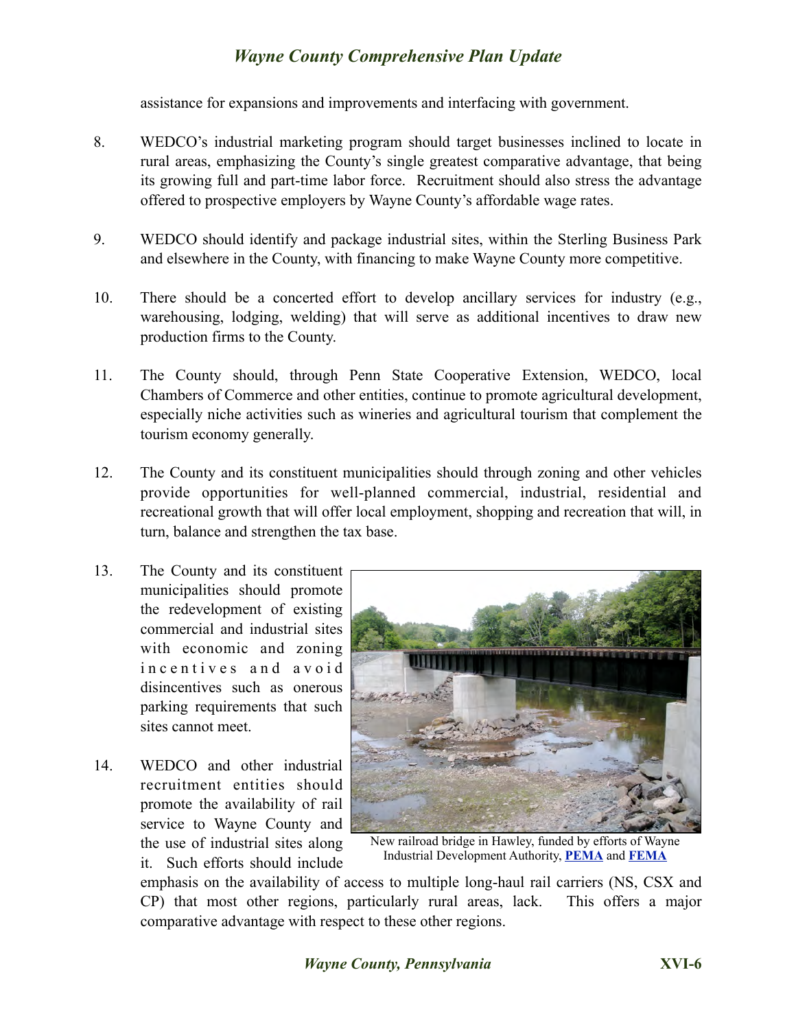assistance for expansions and improvements and interfacing with government.

8. WEDCO's industrial marketing program should target businesses inclined to locate in rural areas, emphasizing the County's single greatest comparative advantage, that being its growing full and part-time labor force. Recruitment should also stress the advantage offered to prospective employers by Wayne County's affordable wage rates.

9. WEDCO should identify and package industrial sites, within the Sterling Business Park and elsewhere in the County, with financing to make Wayne County more competitive.

10. There should be a concerted effort to develop ancillary services for industry (e.g., warehousing, lodging, welding) that will serve as additional incentives to draw new production firms to the County.

11. The County should, through Penn State Cooperative Extension, WEDCO, local Chambers of Commerce and other entities, continue to promote agricultural development, especially niche activities such as wineries and agricultural tourism that complement the tourism economy generally.

12. The County and its constituent municipalities should through zoning and other vehicles provide opportunities for well-planned commercial, industrial, residential and recreational growth that will offer local employment, shopping and recreation that will, in turn, balance and strengthen the tax base.

13. The County and its constituent municipalities should promote the redevelopment of existing commercial and industrial sites with economic and zoning incentives and avoid disincentives such as onerous parking requirements that such sites cannot meet.

14. WEDCO and other industrial recruitment entities should promote the availability of rail service to Wayne County and the use of industrial sites along it. Such efforts should include emphasis on the availability of access to multiple long-haul rail carriers (NS, CSX and CP) that most other regions, particularly rural areas, lack. This offers a major comparative advantage with respect to these other regions.

New railroad bridge in Hawley, funded by efforts of Wayne Industrial Development Authority, **PEMA** and **FEMA**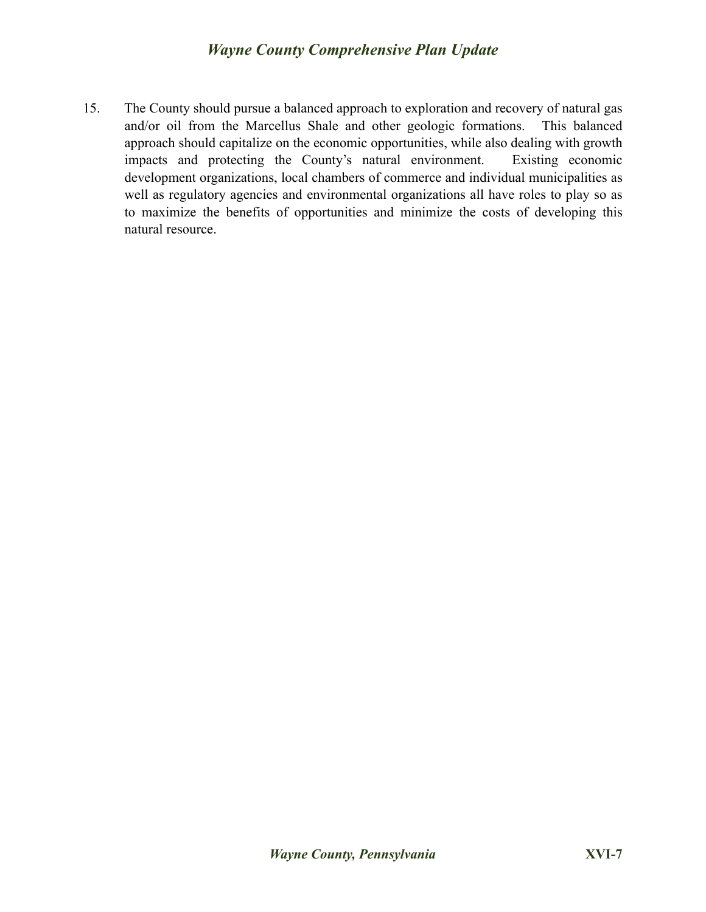15. The County should pursue a balanced approach to exploration and recovery of natural gas and/or oil from the Marcellus Shale and other geologic formations. This balanced approach should capitalize on the economic opportunities, while also dealing with growth impacts and protecting the County's natural environment. Existing economic development organizations, local chambers of commerce and individual municipalities as well as regulatory agencies and environmental organizations all have roles to play so as to maximize the benefits of opportunities and minimize the costs of developing this natural resource.